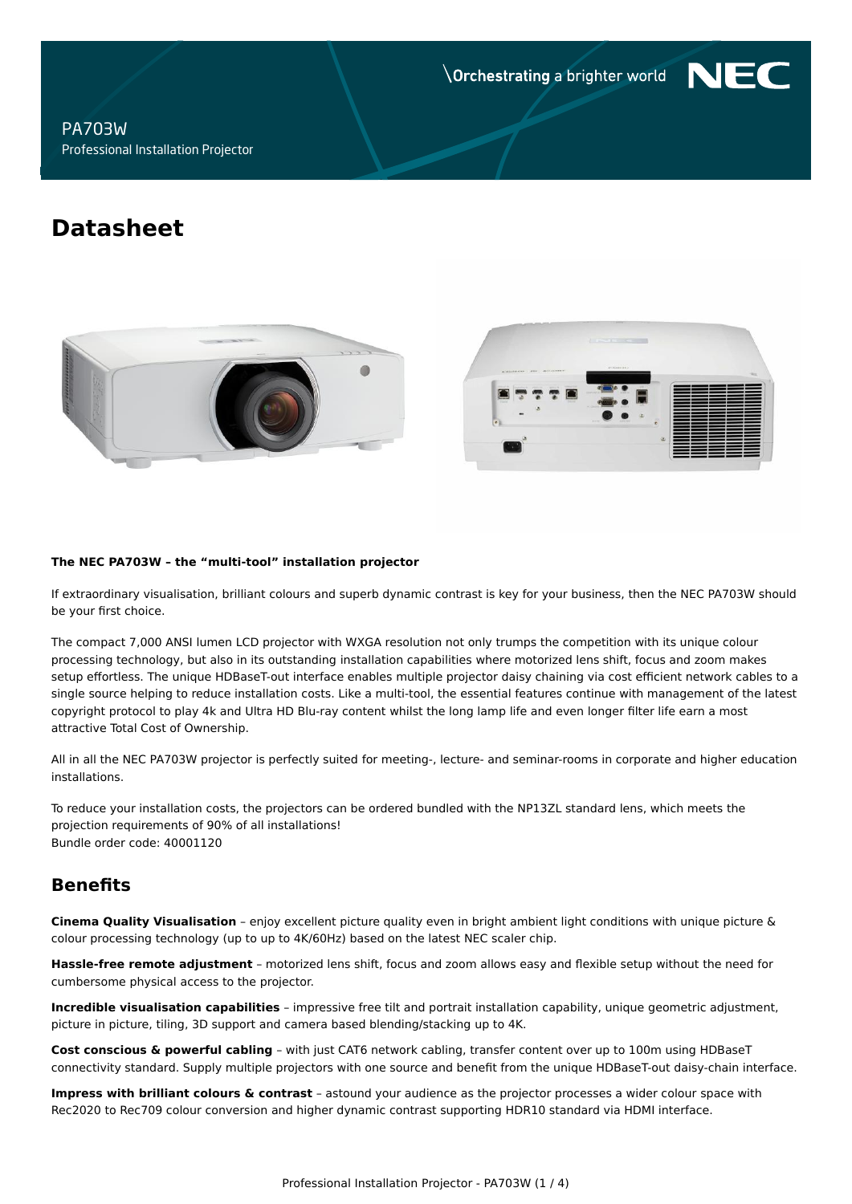PA703W

Professional Installation Projector

# Datasheet

**The NEC PA703W – the “multi-tool” installation projector**

If extraordinary visualisation, brilliant colours and superb dynamic contrast is key for your business, then the NEC PA703W should be your first choice.

The compact 7,000 ANSI lumen LCD projector with WXGA resolution not only trumps the competition with its unique colour processing technology, but also in its outstanding installation capabilities where motorized lens shift, focus and zoom makes setup effortless. The unique HDBaseT-out interface enables multiple projector daisy chaining via cost efficient network cables to a single source helping to reduce installation costs. Like a multi-tool, the essential features continue with management of the latest copyright protocol to play 4k and Ultra HD Blu-ray content whilst the long lamp life and even longer filter life earn a most attractive Total Cost of Ownership.

All in all the NEC PA703W projector is perfectly suited for meeting-, lecture- and seminar-rooms in corporate and higher education installations.

To reduce your installation costs, the projectors can be ordered bundled with the NP13ZL standard lens, which meets the projection requirements of 90% of all installations!
Bundle order code: 40001120

## Benefits

**Cinema Quality Visualisation** – enjoy excellent picture quality even in bright ambient light conditions with unique picture & colour processing technology (up to up to 4K/60Hz) based on the latest NEC scaler chip.

**Hassle-free remote adjustment** – motorized lens shift, focus and zoom allows easy and flexible setup without the need for cumbersome physical access to the projector.

**Incredible visualisation capabilities** – impressive free tilt and portrait installation capability, unique geometric adjustment, picture in picture, tiling, 3D support and camera based blending/stacking up to 4K.

**Cost conscious & powerful cabling** – with just CAT6 network cabling, transfer content over up to 100m using HDBaseT connectivity standard. Supply multiple projectors with one source and benefit from the unique HDBaseT-out daisy-chain interface.

**Impress with brilliant colours & contrast** – astound your audience as the projector processes a wider colour space with Rec2020 to Rec709 colour conversion and higher dynamic contrast supporting HDR10 standard via HDMI interface.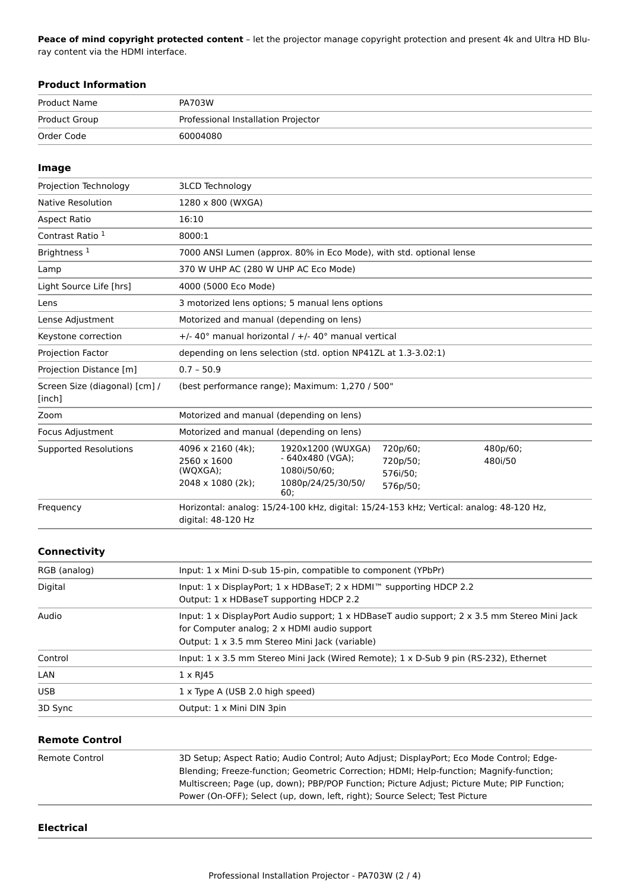**Peace of mind copyright protected content** – let the projector manage copyright protection and present 4k and Ultra HD Blu-ray content via the HDMI interface.

### Product Information

| | |
|---|---|
| Product Name | PA703W |
| Product Group | Professional Installation Projector |
| Order Code | 60004080 |

### Image

| | |
|---|---|
| Projection Technology | 3LCD Technology |
| Native Resolution | 1280 x 800 (WXGA) |
| Aspect Ratio | 16:10 |
| Contrast Ratio [1] | 8000:1 |
| Brightness [1] | 7000 ANSI Lumen (approx. 80% in Eco Mode), with std. optional lense |
| Lamp | 370 W UHP AC (280 W UHP AC Eco Mode) |
| Light Source Life [hrs] | 4000 (5000 Eco Mode) |
| Lens | 3 motorized lens options; 5 manual lens options |
| Lense Adjustment | Motorized and manual (depending on lens) |
| Keystone correction | +/- 40° manual horizontal / +/- 40° manual vertical |
| Projection Factor | depending on lens selection (std. option NP41ZL at 1.3-3.02:1) |
| Projection Distance [m] | 0.7 – 50.9 |
| Screen Size (diagonal) [cm] / [inch] | (best performance range); Maximum: 1,270 / 500" |
| Zoom | Motorized and manual (depending on lens) |
| Focus Adjustment | Motorized and manual (depending on lens) |
| Supported Resolutions | 4096 x 2160 (4k); 2560 x 1600 (WQXGA); 2048 x 1080 (2k); 1920x1200 (WUXGA) - 640x480 (VGA); 1080i/50/60; 1080p/24/25/30/50/60; 720p/60; 720p/50; 576i/50; 576p/50; 480p/60; 480i/50 |
| Frequency | Horizontal: analog: 15/24-100 kHz, digital: 15/24-153 kHz; Vertical: analog: 48-120 Hz, digital: 48-120 Hz |

### Connectivity

| | |
|---|---|
| RGB (analog) | Input: 1 x Mini D-sub 15-pin, compatible to component (YPbPr) |
| Digital | Input: 1 x DisplayPort; 1 x HDBaseT; 2 x HDMI™ supporting HDCP 2.2<br>Output: 1 x HDBaseT supporting HDCP 2.2 |
| Audio | Input: 1 x DisplayPort Audio support; 1 x HDBaseT audio support; 2 x 3.5 mm Stereo Mini Jack for Computer analog; 2 x HDMI audio support<br>Output: 1 x 3.5 mm Stereo Mini Jack (variable) |
| Control | Input: 1 x 3.5 mm Stereo Mini Jack (Wired Remote); 1 x D-Sub 9 pin (RS-232), Ethernet |
| LAN | 1 x RJ45 |
| USB | 1 x Type A (USB 2.0 high speed) |
| 3D Sync | Output: 1 x Mini DIN 3pin |

### Remote Control

| | |
|---|---|
| Remote Control | 3D Setup; Aspect Ratio; Audio Control; Auto Adjust; DisplayPort; Eco Mode Control; Edge-Blending; Freeze-function; Geometric Correction; HDMI; Help-function; Magnify-function; Multiscreen; Page (up, down); PBP/POP Function; Picture Adjust; Picture Mute; PIP Function; Power (On-OFF); Select (up, down, left, right); Source Select; Test Picture |

### Electrical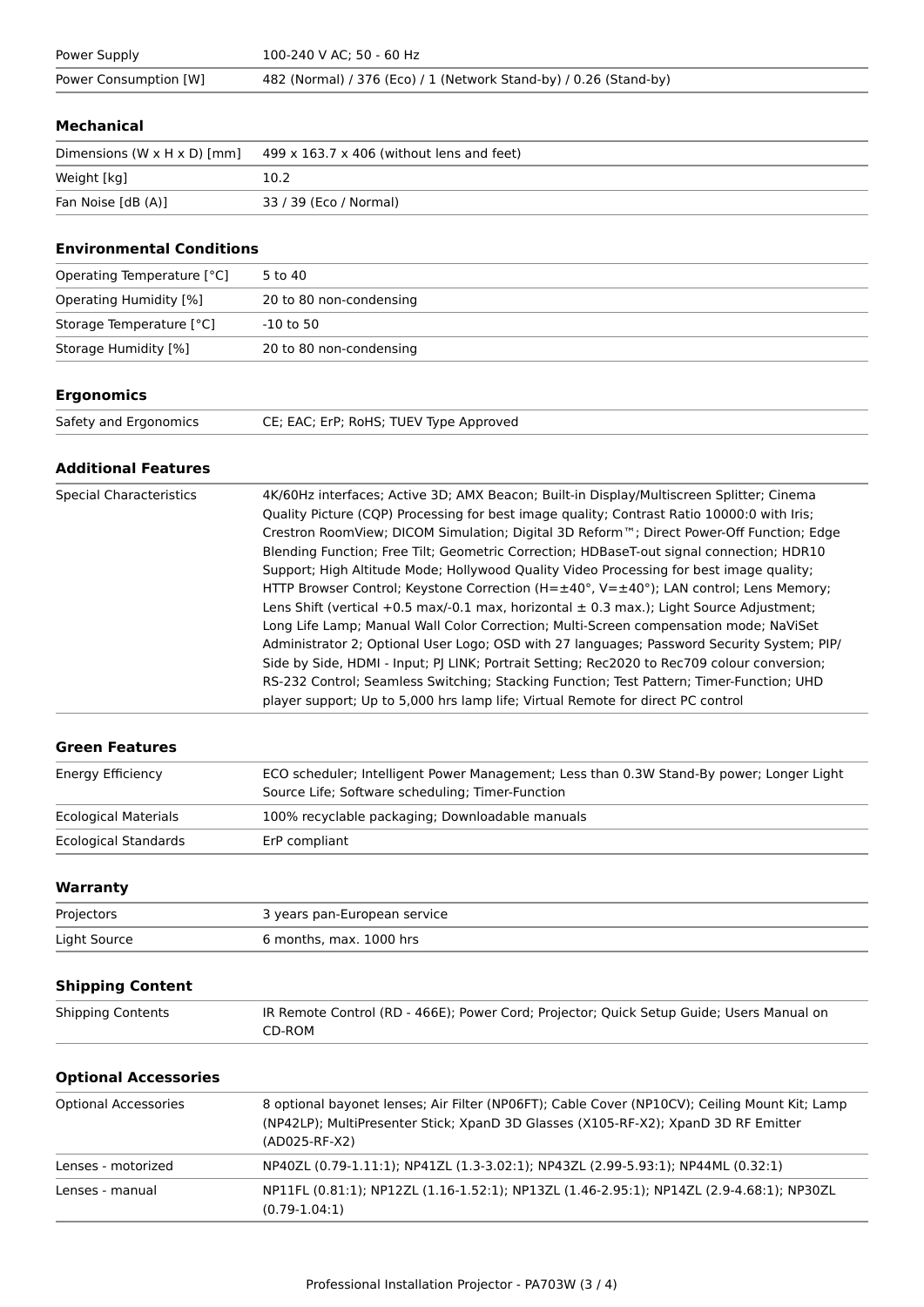| | |
|---|---|
| Power Supply | 100-240 V AC; 50 - 60 Hz |
| Power Consumption [W] | 482 (Normal) / 376 (Eco) / 1 (Network Stand-by) / 0.26 (Stand-by) |

### Mechanical

| | |
|---|---|
| Dimensions (W x H x D) [mm] | 499 x 163.7 x 406 (without lens and feet) |
| Weight [kg] | 10.2 |
| Fan Noise [dB (A)] | 33 / 39 (Eco / Normal) |

### Environmental Conditions

| | |
|---|---|
| Operating Temperature [°C] | 5 to 40 |
| Operating Humidity [%] | 20 to 80 non-condensing |
| Storage Temperature [°C] | -10 to 50 |
| Storage Humidity [%] | 20 to 80 non-condensing |

### Ergonomics

| | |
|---|---|
| Safety and Ergonomics | CE; EAC; ErP; RoHS; TUEV Type Approved |

### Additional Features

| | |
|---|---|
| Special Characteristics | 4K/60Hz interfaces; Active 3D; AMX Beacon; Built-in Display/Multiscreen Splitter; Cinema Quality Picture (CQP) Processing for best image quality; Contrast Ratio 10000:0 with Iris; Crestron RoomView; DICOM Simulation; Digital 3D Reform™; Direct Power-Off Function; Edge Blending Function; Free Tilt; Geometric Correction; HDBaseT-out signal connection; HDR10 Support; High Altitude Mode; Hollywood Quality Video Processing for best image quality; HTTP Browser Control; Keystone Correction (H=±40°, V=±40°); LAN control; Lens Memory; Lens Shift (vertical +0.5 max/-0.1 max, horizontal ± 0.3 max.); Light Source Adjustment; Long Life Lamp; Manual Wall Color Correction; Multi-Screen compensation mode; NaViSet Administrator 2; Optional User Logo; OSD with 27 languages; Password Security System; PIP/ Side by Side, HDMI - Input; PJ LINK; Portrait Setting; Rec2020 to Rec709 colour conversion; RS-232 Control; Seamless Switching; Stacking Function; Test Pattern; Timer-Function; UHD player support; Up to 5,000 hrs lamp life; Virtual Remote for direct PC control |

### Green Features

| | |
|---|---|
| Energy Efficiency | ECO scheduler; Intelligent Power Management; Less than 0.3W Stand-By power; Longer Light Source Life; Software scheduling; Timer-Function |
| Ecological Materials | 100% recyclable packaging; Downloadable manuals |
| Ecological Standards | ErP compliant |

### Warranty

| | |
|---|---|
| Projectors | 3 years pan-European service |
| Light Source | 6 months, max. 1000 hrs |

### Shipping Content

| | |
|---|---|
| Shipping Contents | IR Remote Control (RD - 466E); Power Cord; Projector; Quick Setup Guide; Users Manual on CD-ROM |

### Optional Accessories

| | |
|---|---|
| Optional Accessories | 8 optional bayonet lenses; Air Filter (NP06FT); Cable Cover (NP10CV); Ceiling Mount Kit; Lamp (NP42LP); MultiPresenter Stick; XpanD 3D Glasses (X105-RF-X2); XpanD 3D RF Emitter (AD025-RF-X2) |
| Lenses - motorized | NP40ZL (0.79-1.11:1); NP41ZL (1.3-3.02:1); NP43ZL (2.99-5.93:1); NP44ML (0.32:1) |
| Lenses - manual | NP11FL (0.81:1); NP12ZL (1.16-1.52:1); NP13ZL (1.46-2.95:1); NP14ZL (2.9-4.68:1); NP30ZL (0.79-1.04:1) |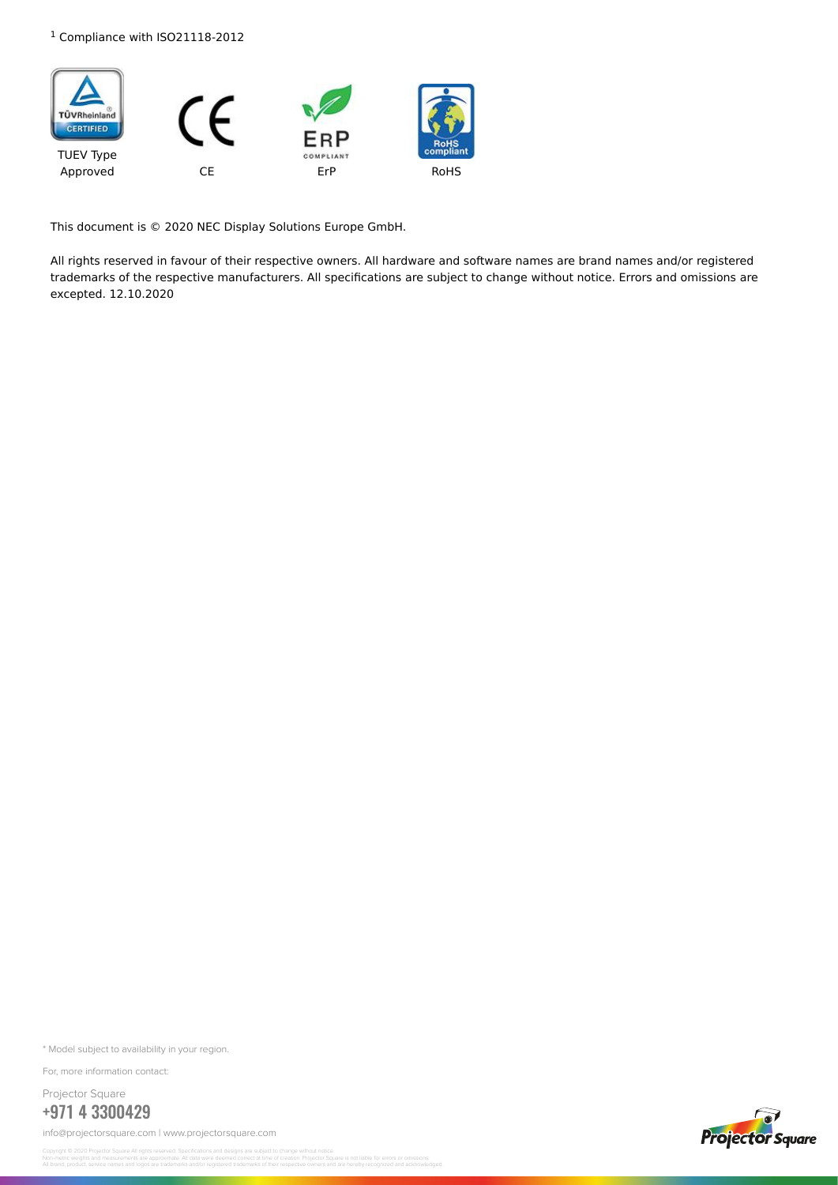[1] Compliance with ISO21118-2012

TUEV Type Approved

CE

ErP

RoHS

This document is © 2020 NEC Display Solutions Europe GmbH.

All rights reserved in favour of their respective owners. All hardware and software names are brand names and/or registered trademarks of the respective manufacturers. All specifications are subject to change without notice. Errors and omissions are excepted. 12.10.2020

* Model subject to availability in your region.

For, more information contact:

Projector Square
+971 4 3300429

info@projectorsquare.com | www.projectorsquare.com